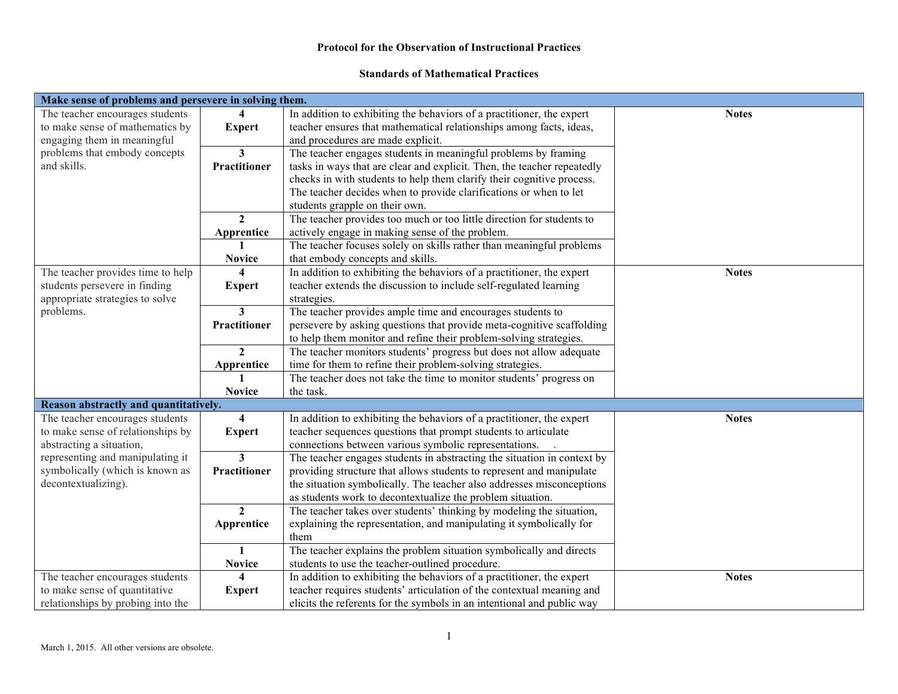**Protocol for the Observation of Instructional Practices**

**Standards of Mathematical Practices**

| **Make sense of problems and persevere in solving them.** | | | |
|---|---|---|---|
| The teacher encourages students to make sense of mathematics by engaging them in meaningful problems that embody concepts and skills. | **4 Expert** | In addition to exhibiting the behaviors of a practitioner, the expert teacher ensures that mathematical relationships among facts, ideas, and procedures are made explicit. | **Notes** |
| | **3 Practitioner** | The teacher engages students in meaningful problems by framing tasks in ways that are clear and explicit. Then, the teacher repeatedly checks in with students to help them clarify their cognitive process. The teacher decides when to provide clarifications or when to let students grapple on their own. | |
| | **2 Apprentice** | The teacher provides too much or too little direction for students to actively engage in making sense of the problem. | |
| | **1 Novice** | The teacher focuses solely on skills rather than meaningful problems that embody concepts and skills. | |
| The teacher provides time to help students persevere in finding appropriate strategies to solve problems. | **4 Expert** | In addition to exhibiting the behaviors of a practitioner, the expert teacher extends the discussion to include self-regulated learning strategies. | **Notes** |
| | **3 Practitioner** | The teacher provides ample time and encourages students to persevere by asking questions that provide meta-cognitive scaffolding to help them monitor and refine their problem-solving strategies. | |
| | **2 Apprentice** | The teacher monitors students' progress but does not allow adequate time for them to refine their problem-solving strategies. | |
| | **1 Novice** | The teacher does not take the time to monitor students' progress on the task. | |
| **Reason abstractly and quantitatively.** | | | |
| The teacher encourages students to make sense of relationships by abstracting a situation, representing and manipulating it symbolically (which is known as decontextualizing). | **4 Expert** | In addition to exhibiting the behaviors of a practitioner, the expert teacher sequences questions that prompt students to articulate connections between various symbolic representations. . | **Notes** |
| | **3 Practitioner** | The teacher engages students in abstracting the situation in context by providing structure that allows students to represent and manipulate the situation symbolically. The teacher also addresses misconceptions as students work to decontextualize the problem situation. | |
| | **2 Apprentice** | The teacher takes over students' thinking by modeling the situation, explaining the representation, and manipulating it symbolically for them | |
| | **1 Novice** | The teacher explains the problem situation symbolically and directs students to use the teacher-outlined procedure. | |
| The teacher encourages students to make sense of quantitative relationships by probing into the | **4 Expert** | In addition to exhibiting the behaviors of a practitioner, the expert teacher requires students' articulation of the contextual meaning and elicits the referents for the symbols in an intentional and public way | **Notes** |

March 1, 2015. All other versions are obsolete.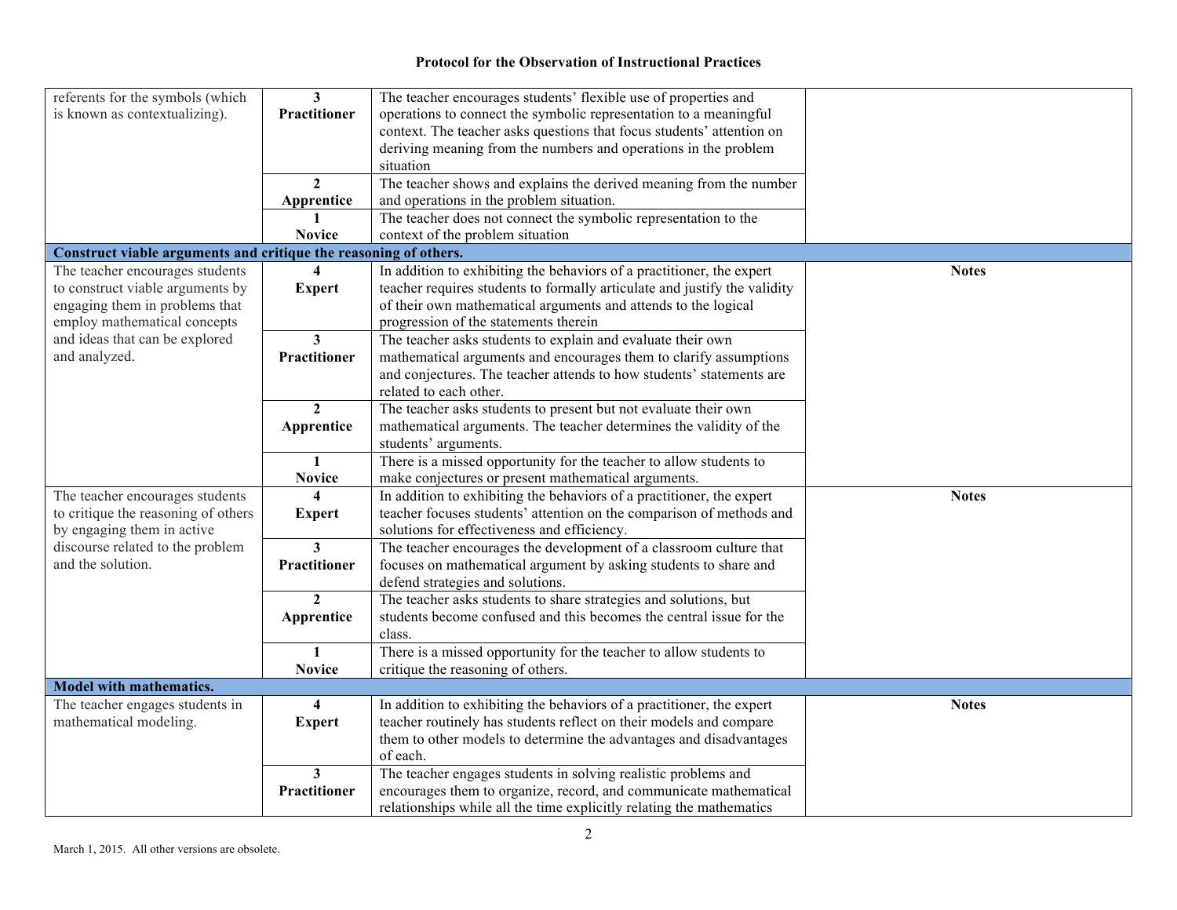| | | | |
|---|---|---|---|
| referents for the symbols (which is known as contextualizing). | **3 Practitioner** | The teacher encourages students' flexible use of properties and operations to connect the symbolic representation to a meaningful context. The teacher asks questions that focus students' attention on deriving meaning from the numbers and operations in the problem situation | |
| | **2 Apprentice** | The teacher shows and explains the derived meaning from the number and operations in the problem situation. | |
| | **1 Novice** | The teacher does not connect the symbolic representation to the context of the problem situation | |
| **Construct viable arguments and critique the reasoning of others.** | | | |
| The teacher encourages students to construct viable arguments by engaging them in problems that employ mathematical concepts and ideas that can be explored and analyzed. | **4 Expert** | In addition to exhibiting the behaviors of a practitioner, the expert teacher requires students to formally articulate and justify the validity of their own mathematical arguments and attends to the logical progression of the statements therein | **Notes** |
| | **3 Practitioner** | The teacher asks students to explain and evaluate their own mathematical arguments and encourages them to clarify assumptions and conjectures. The teacher attends to how students' statements are related to each other. | |
| | **2 Apprentice** | The teacher asks students to present but not evaluate their own mathematical arguments. The teacher determines the validity of the students' arguments. | |
| | **1 Novice** | There is a missed opportunity for the teacher to allow students to make conjectures or present mathematical arguments. | |
| The teacher encourages students to critique the reasoning of others by engaging them in active discourse related to the problem and the solution. | **4 Expert** | In addition to exhibiting the behaviors of a practitioner, the expert teacher focuses students' attention on the comparison of methods and solutions for effectiveness and efficiency. | **Notes** |
| | **3 Practitioner** | The teacher encourages the development of a classroom culture that focuses on mathematical argument by asking students to share and defend strategies and solutions. | |
| | **2 Apprentice** | The teacher asks students to share strategies and solutions, but students become confused and this becomes the central issue for the class. | |
| | **1 Novice** | There is a missed opportunity for the teacher to allow students to critique the reasoning of others. | |
| **Model with mathematics.** | | | |
| The teacher engages students in mathematical modeling. | **4 Expert** | In addition to exhibiting the behaviors of a practitioner, the expert teacher routinely has students reflect on their models and compare them to other models to determine the advantages and disadvantages of each. | **Notes** |
| | **3 Practitioner** | The teacher engages students in solving realistic problems and encourages them to organize, record, and communicate mathematical relationships while all the time explicitly relating the mathematics | |

March 1, 2015. All other versions are obsolete.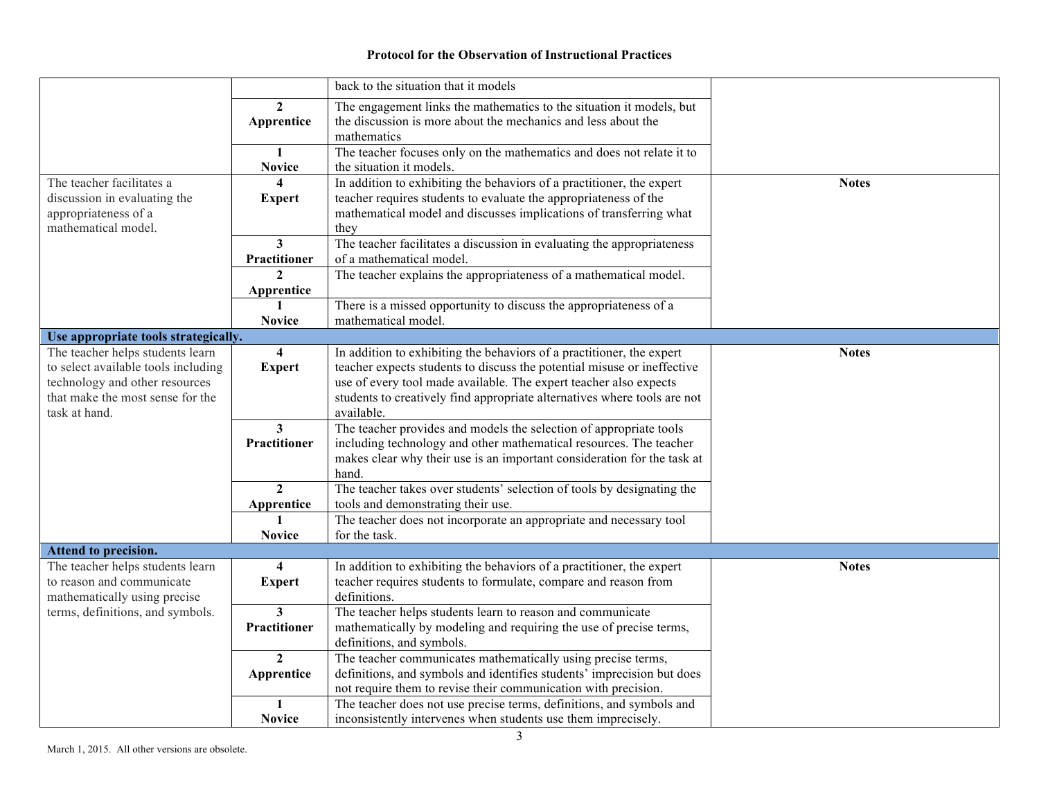| | | | |
|---|---|---|---|
| | | back to the situation that it models | |
| | **2 Apprentice** | The engagement links the mathematics to the situation it models, but the discussion is more about the mechanics and less about the mathematics | |
| | **1 Novice** | The teacher focuses only on the mathematics and does not relate it to the situation it models. | |
| The teacher facilitates a discussion in evaluating the appropriateness of a mathematical model. | **4 Expert** | In addition to exhibiting the behaviors of a practitioner, the expert teacher requires students to evaluate the appropriateness of the mathematical model and discusses implications of transferring what they | **Notes** |
| | **3 Practitioner** | The teacher facilitates a discussion in evaluating the appropriateness of a mathematical model. | |
| | **2 Apprentice** | The teacher explains the appropriateness of a mathematical model. | |
| | **1 Novice** | There is a missed opportunity to discuss the appropriateness of a mathematical model. | |
| **Use appropriate tools strategically.** | | | |
| The teacher helps students learn to select available tools including technology and other resources that make the most sense for the task at hand. | **4 Expert** | In addition to exhibiting the behaviors of a practitioner, the expert teacher expects students to discuss the potential misuse or ineffective use of every tool made available. The expert teacher also expects students to creatively find appropriate alternatives where tools are not available. | **Notes** |
| | **3 Practitioner** | The teacher provides and models the selection of appropriate tools including technology and other mathematical resources. The teacher makes clear why their use is an important consideration for the task at hand. | |
| | **2 Apprentice** | The teacher takes over students' selection of tools by designating the tools and demonstrating their use. | |
| | **1 Novice** | The teacher does not incorporate an appropriate and necessary tool for the task. | |
| **Attend to precision.** | | | |
| The teacher helps students learn to reason and communicate mathematically using precise terms, definitions, and symbols. | **4 Expert** | In addition to exhibiting the behaviors of a practitioner, the expert teacher requires students to formulate, compare and reason from definitions. | **Notes** |
| | **3 Practitioner** | The teacher helps students learn to reason and communicate mathematically by modeling and requiring the use of precise terms, definitions, and symbols. | |
| | **2 Apprentice** | The teacher communicates mathematically using precise terms, definitions, and symbols and identifies students' imprecision but does not require them to revise their communication with precision. | |
| | **1 Novice** | The teacher does not use precise terms, definitions, and symbols and inconsistently intervenes when students use them imprecisely. | |

March 1, 2015. All other versions are obsolete.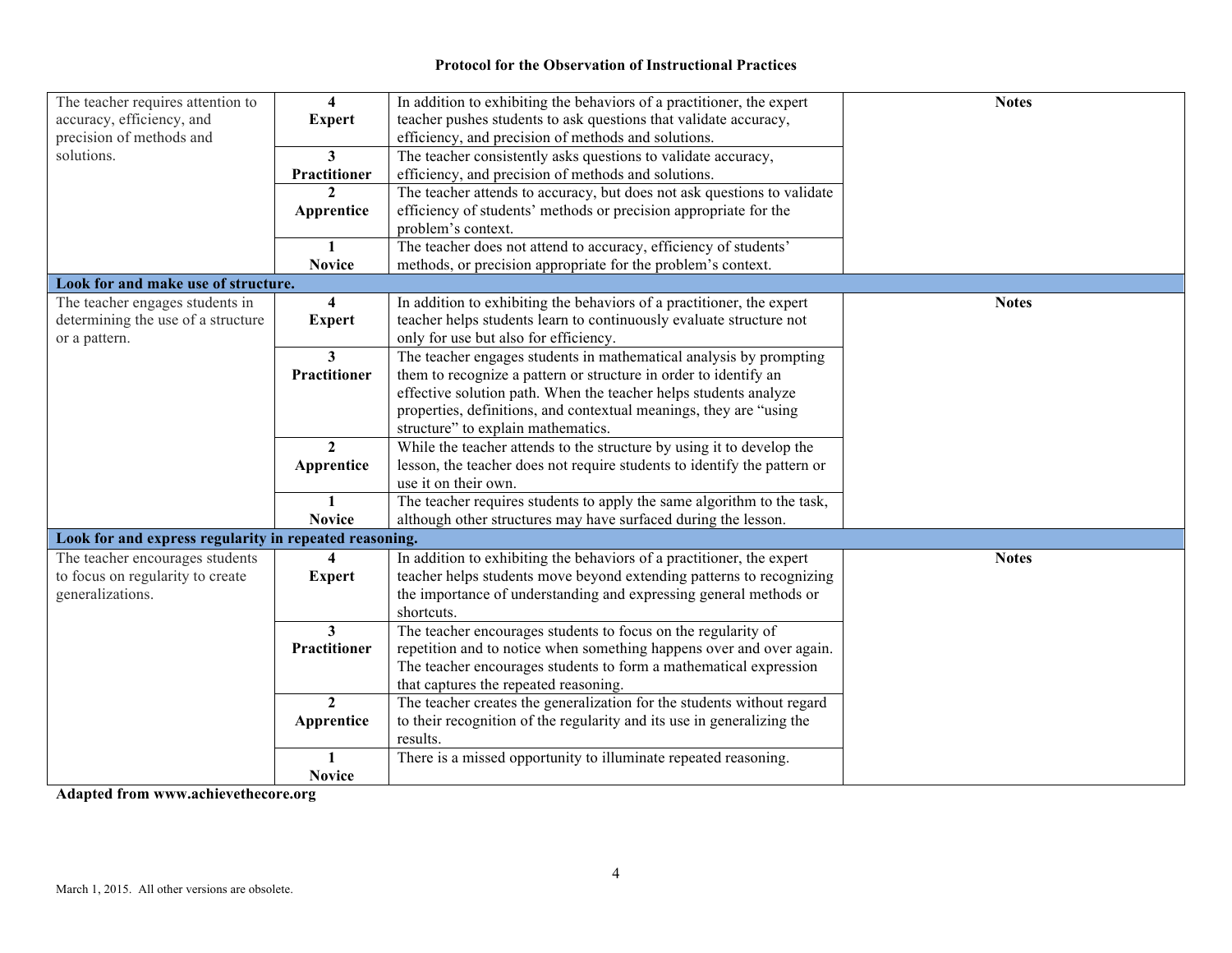| | | | |
|---|---|---|---|
| The teacher requires attention to accuracy, efficiency, and precision of methods and solutions. | **4 Expert** | In addition to exhibiting the behaviors of a practitioner, the expert teacher pushes students to ask questions that validate accuracy, efficiency, and precision of methods and solutions. | **Notes** |
| | **3 Practitioner** | The teacher consistently asks questions to validate accuracy, efficiency, and precision of methods and solutions. | |
| | **2 Apprentice** | The teacher attends to accuracy, but does not ask questions to validate efficiency of students' methods or precision appropriate for the problem's context. | |
| | **1 Novice** | The teacher does not attend to accuracy, efficiency of students' methods, or precision appropriate for the problem's context. | |
| **Look for and make use of structure.** | | | |
| The teacher engages students in determining the use of a structure or a pattern. | **4 Expert** | In addition to exhibiting the behaviors of a practitioner, the expert teacher helps students learn to continuously evaluate structure not only for use but also for efficiency. | **Notes** |
| | **3 Practitioner** | The teacher engages students in mathematical analysis by prompting them to recognize a pattern or structure in order to identify an effective solution path. When the teacher helps students analyze properties, definitions, and contextual meanings, they are "using structure" to explain mathematics. | |
| | **2 Apprentice** | While the teacher attends to the structure by using it to develop the lesson, the teacher does not require students to identify the pattern or use it on their own. | |
| | **1 Novice** | The teacher requires students to apply the same algorithm to the task, although other structures may have surfaced during the lesson. | |
| **Look for and express regularity in repeated reasoning.** | | | |
| The teacher encourages students to focus on regularity to create generalizations. | **4 Expert** | In addition to exhibiting the behaviors of a practitioner, the expert teacher helps students move beyond extending patterns to recognizing the importance of understanding and expressing general methods or shortcuts. | **Notes** |
| | **3 Practitioner** | The teacher encourages students to focus on the regularity of repetition and to notice when something happens over and over again. The teacher encourages students to form a mathematical expression that captures the repeated reasoning. | |
| | **2 Apprentice** | The teacher creates the generalization for the students without regard to their recognition of the regularity and its use in generalizing the results. | |
| | **1 Novice** | There is a missed opportunity to illuminate repeated reasoning. | |

**Adapted from www.achievethecore.org**

March 1, 2015. All other versions are obsolete.